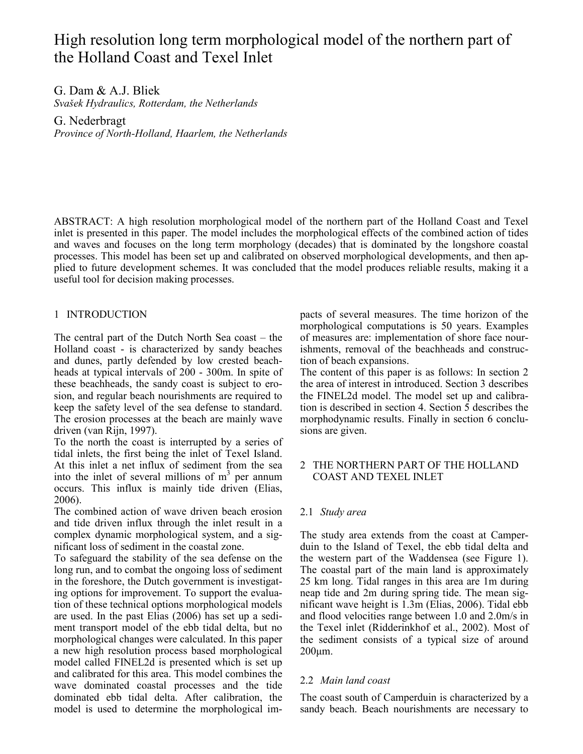# High resolution long term morphological model of the northern part of the Holland Coast and Texel Inlet

G. Dam & A.J. Bliek
*Svašek Hydraulics, Rotterdam, the Netherlands*

G. Nederbragt
*Province of North-Holland, Haarlem, the Netherlands*

ABSTRACT: A high resolution morphological model of the northern part of the Holland Coast and Texel inlet is presented in this paper. The model includes the morphological effects of the combined action of tides and waves and focuses on the long term morphology (decades) that is dominated by the longshore coastal processes. This model has been set up and calibrated on observed morphological developments, and then applied to future development schemes. It was concluded that the model produces reliable results, making it a useful tool for decision making processes.

## 1 INTRODUCTION

The central part of the Dutch North Sea coast – the Holland coast - is characterized by sandy beaches and dunes, partly defended by low crested beachheads at typical intervals of 200 - 300m. In spite of these beachheads, the sandy coast is subject to erosion, and regular beach nourishments are required to keep the safety level of the sea defense to standard. The erosion processes at the beach are mainly wave driven (van Rijn, 1997).

To the north the coast is interrupted by a series of tidal inlets, the first being the inlet of Texel Island. At this inlet a net influx of sediment from the sea into the inlet of several millions of $m^3$ per annum occurs. This influx is mainly tide driven (Elias, 2006).

The combined action of wave driven beach erosion and tide driven influx through the inlet result in a complex dynamic morphological system, and a significant loss of sediment in the coastal zone.

To safeguard the stability of the sea defense on the long run, and to combat the ongoing loss of sediment in the foreshore, the Dutch government is investigating options for improvement. To support the evaluation of these technical options morphological models are used. In the past Elias (2006) has set up a sediment transport model of the ebb tidal delta, but no morphological changes were calculated. In this paper a new high resolution process based morphological model called FINEL2d is presented which is set up and calibrated for this area. This model combines the wave dominated coastal processes and the tide dominated ebb tidal delta. After calibration, the model is used to determine the morphological impacts of several measures. The time horizon of the morphological computations is 50 years. Examples of measures are: implementation of shore face nourishments, removal of the beachheads and construction of beach expansions.

The content of this paper is as follows: In section 2 the area of interest in introduced. Section 3 describes the FINEL2d model. The model set up and calibration is described in section 4. Section 5 describes the morphodynamic results. Finally in section 6 conclusions are given.

## 2 THE NORTHERN PART OF THE HOLLAND COAST AND TEXEL INLET

### 2.1 *Study area*

The study area extends from the coast at Camperduin to the Island of Texel, the ebb tidal delta and the western part of the Waddensea (see Figure 1). The coastal part of the main land is approximately 25 km long. Tidal ranges in this area are 1m during neap tide and 2m during spring tide. The mean significant wave height is 1.3m (Elias, 2006). Tidal ebb and flood velocities range between 1.0 and 2.0m/s in the Texel inlet (Ridderinkhof et al., 2002). Most of the sediment consists of a typical size of around 200μm.

### 2.2 *Main land coast*

The coast south of Camperduin is characterized by a sandy beach. Beach nourishments are necessary to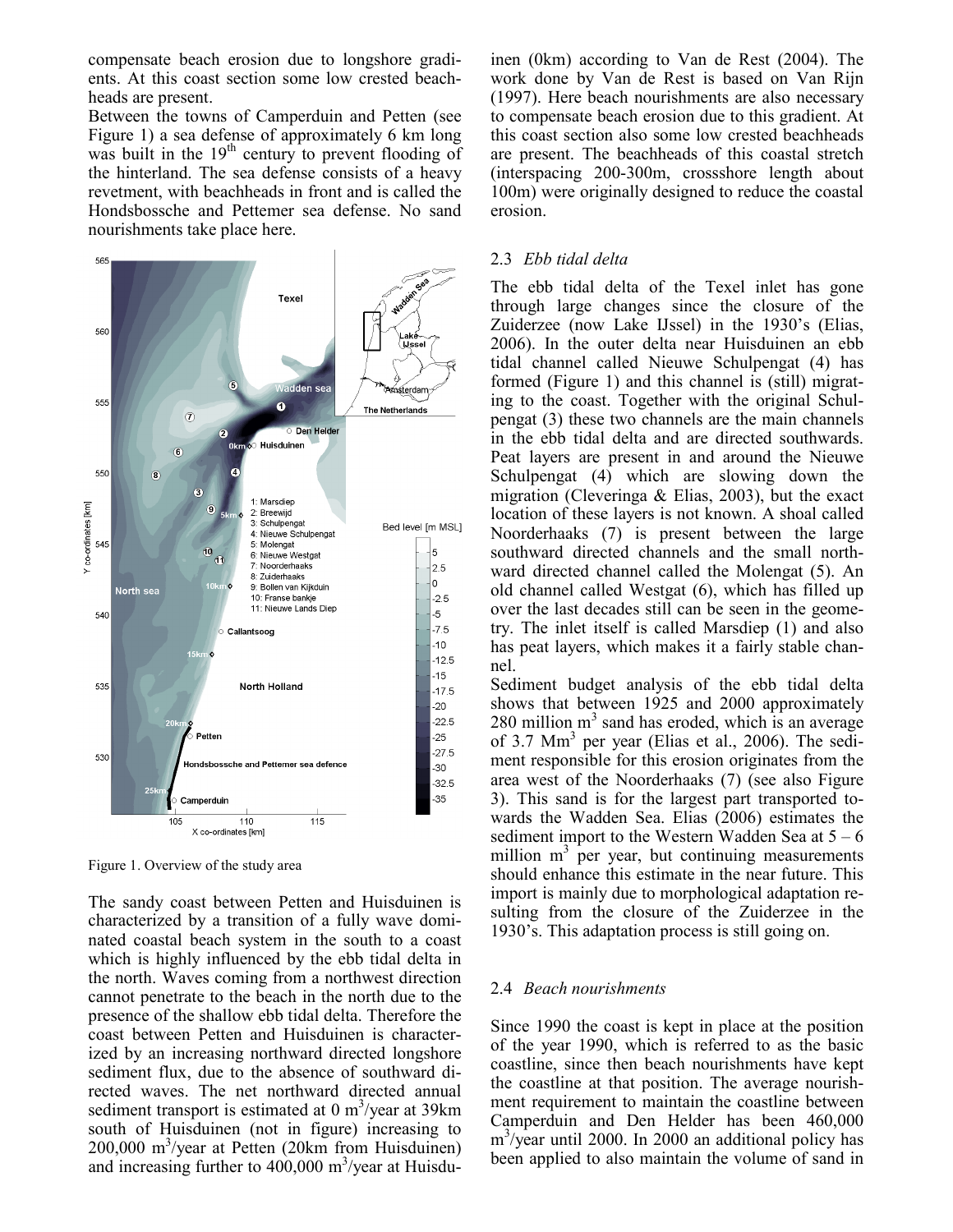compensate beach erosion due to longshore gradients. At this coast section some low crested beachheads are present.

Between the towns of Camperduin and Petten (see Figure 1) a sea defense of approximately 6 km long was built in the 19th century to prevent flooding of the hinterland. The sea defense consists of a heavy revetment, with beachheads in front and is called the Hondsbossche and Pettemer sea defense. No sand nourishments take place here.

Texel
Wadden sea
Wadden Sea
Lake IJssel
Amsterdam
The Netherlands
Den Helder
0km
Huisduinen
5km
10km
15km
20km
25km
North sea
Callantsoog
North Holland
Petten
Hondsbossche and Pettemer sea defence
Camperduin
1: Marsdiep
2: Breewijd
3: Schulpengat
4: Nieuwe Schulpengat
5: Molengat
6: Nieuwe Westgat
7: Noorderhaaks
8: Zuiderhaaks
9: Bollen van Kijkduin
10: Franse bankje
11: Nieuwe Lands Diep
Bed level [m MSL]
5
2.5
0
-2.5
-5
-7.5
-10
-12.5
-15
-17.5
-20
-22.5
-25
-27.5
-30
-32.5
-35
Y co-ordinates [km]
565
560
555
550
545
540
535
530
X co-ordinates [km]
105
110
115

Figure 1. Overview of the study area

The sandy coast between Petten and Huisduinen is characterized by a transition of a fully wave dominated coastal beach system in the south to a coast which is highly influenced by the ebb tidal delta in the north. Waves coming from a northwest direction cannot penetrate to the beach in the north due to the presence of the shallow ebb tidal delta. Therefore the coast between Petten and Huisduinen is characterized by an increasing northward directed longshore sediment flux, due to the absence of southward directed waves. The net northward directed annual sediment transport is estimated at 0 $m^3$/year at 39km south of Huisduinen (not in figure) increasing to 200,000 $m^3$/year at Petten (20km from Huisduinen) and increasing further to 400,000 $m^3$/year at Huisduinen (0km) according to Van de Rest (2004). The work done by Van de Rest is based on Van Rijn (1997). Here beach nourishments are also necessary to compensate beach erosion due to this gradient. At this coast section also some low crested beachheads are present. The beachheads of this coastal stretch (interspacing 200-300m, crossshore length about 100m) were originally designed to reduce the coastal erosion.

### 2.3 *Ebb tidal delta*

The ebb tidal delta of the Texel inlet has gone through large changes since the closure of the Zuiderzee (now Lake IJssel) in the 1930's (Elias, 2006). In the outer delta near Huisduinen an ebb tidal channel called Nieuwe Schulpengat (4) has formed (Figure 1) and this channel is (still) migrating to the coast. Together with the original Schulpengat (3) these two channels are the main channels in the ebb tidal delta and are directed southwards. Peat layers are present in and around the Nieuwe Schulpengat (4) which are slowing down the migration (Cleveringa & Elias, 2003), but the exact location of these layers is not known. A shoal called Noorderhaaks (7) is present between the large southward directed channels and the small northward directed channel called the Molengat (5). An old channel called Westgat (6), which has filled up over the last decades still can be seen in the geometry. The inlet itself is called Marsdiep (1) and also has peat layers, which makes it a fairly stable channel.

Sediment budget analysis of the ebb tidal delta shows that between 1925 and 2000 approximately 280 million $m^3$ sand has eroded, which is an average of 3.7 $Mm^3$ per year (Elias et al., 2006). The sediment responsible for this erosion originates from the area west of the Noorderhaaks (7) (see also Figure 3). This sand is for the largest part transported towards the Wadden Sea. Elias (2006) estimates the sediment import to the Western Wadden Sea at 5 – 6 million $m^3$ per year, but continuing measurements should enhance this estimate in the near future. This import is mainly due to morphological adaptation resulting from the closure of the Zuiderzee in the 1930's. This adaptation process is still going on.

### 2.4 *Beach nourishments*

Since 1990 the coast is kept in place at the position of the year 1990, which is referred to as the basic coastline, since then beach nourishments have kept the coastline at that position. The average nourishment requirement to maintain the coastline between Camperduin and Den Helder has been 460,000 $m^3$/year until 2000. In 2000 an additional policy has been applied to also maintain the volume of sand in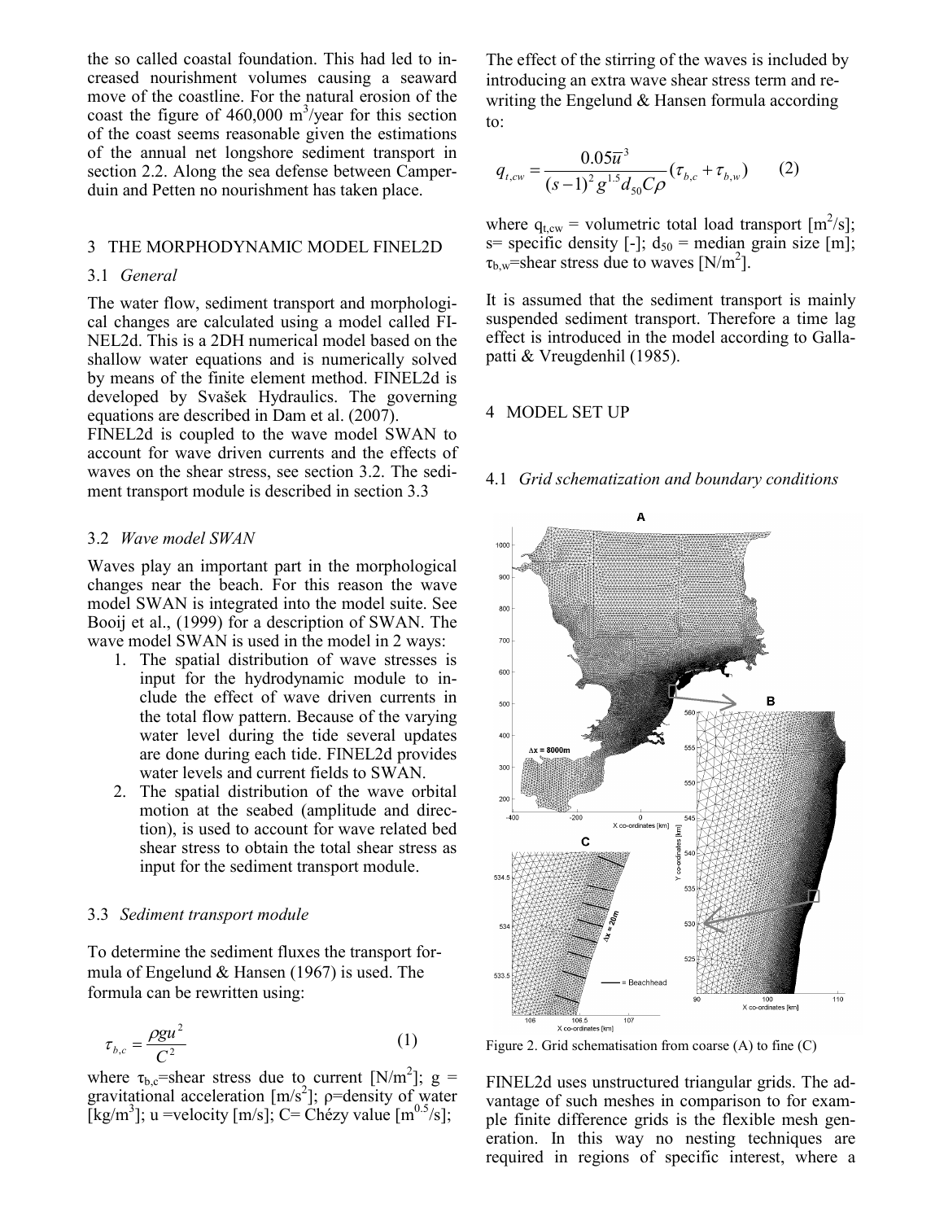the so called coastal foundation. This had led to increased nourishment volumes causing a seaward move of the coastline. For the natural erosion of the coast the figure of 460,000 $m^3$/year for this section of the coast seems reasonable given the estimations of the annual net longshore sediment transport in section 2.2. Along the sea defense between Camperduin and Petten no nourishment has taken place.

## 3 THE MORPHODYNAMIC MODEL FINEL2D

### 3.1 *General*

The water flow, sediment transport and morphological changes are calculated using a model called FINEL2d. This is a 2DH numerical model based on the shallow water equations and is numerically solved by means of the finite element method. FINEL2d is developed by Svašek Hydraulics. The governing equations are described in Dam et al. (2007).
FINEL2d is coupled to the wave model SWAN to account for wave driven currents and the effects of waves on the shear stress, see section 3.2. The sediment transport module is described in section 3.3

### 3.2 *Wave model SWAN*

Waves play an important part in the morphological changes near the beach. For this reason the wave model SWAN is integrated into the model suite. See Booij et al., (1999) for a description of SWAN. The wave model SWAN is used in the model in 2 ways:

1. The spatial distribution of wave stresses is input for the hydrodynamic module to include the effect of wave driven currents in the total flow pattern. Because of the varying water level during the tide several updates are done during each tide. FINEL2d provides water levels and current fields to SWAN.
2. The spatial distribution of the wave orbital motion at the seabed (amplitude and direction), is used to account for wave related bed shear stress to obtain the total shear stress as input for the sediment transport module.

### 3.3 *Sediment transport module*

To determine the sediment fluxes the transport formula of Engelund & Hansen (1967) is used. The formula can be rewritten using:

$$\tau_{b,c} = \frac{\rho g u^2}{C^2} \qquad (1)$$

where $\tau_{b,c}$=shear stress due to current [N/m$^2$]; g = gravitational acceleration [m/s$^2$]; $\rho$=density of water [kg/m$^3$]; u =velocity [m/s]; C= Chézy value [m$^{0.5}$/s];

The effect of the stirring of the waves is included by introducing an extra wave shear stress term and rewriting the Engelund & Hansen formula according to:

$$q_{t,cw} = \frac{0.05\overline{u}^3}{(s-1)^2 g^{1.5} d_{50} C \rho}(\tau_{b,c} + \tau_{b,w}) \qquad (2)$$

where $q_{t,cw}$ = volumetric total load transport [m$^2$/s]; s= specific density [-]; $d_{50}$ = median grain size [m]; $\tau_{b,w}$=shear stress due to waves [N/m$^2$].

It is assumed that the sediment transport is mainly suspended sediment transport. Therefore a time lag effect is introduced in the model according to Gallapatti & Vreugdenhil (1985).

## 4 MODEL SET UP

### 4.1 *Grid schematization and boundary conditions*

Figure 2. Grid schematisation from coarse (A) to fine (C)

FINEL2d uses unstructured triangular grids. The advantage of such meshes in comparison to for example finite difference grids is the flexible mesh generation. In this way no nesting techniques are required in regions of specific interest, where a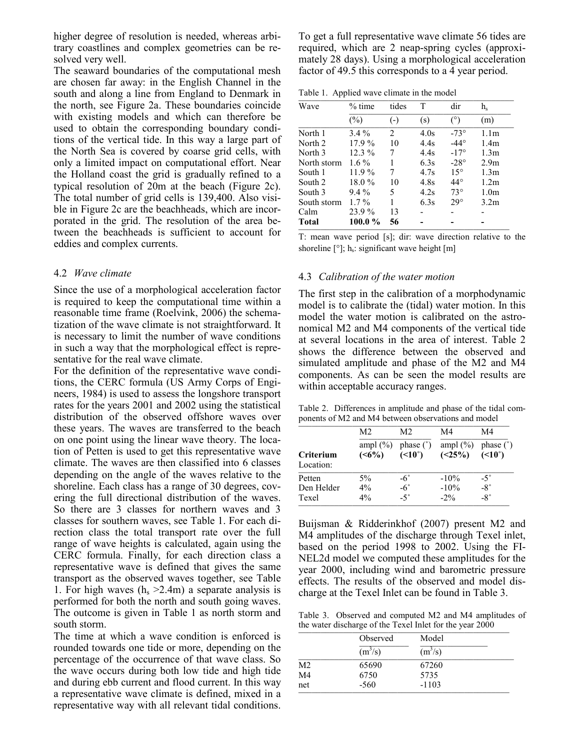higher degree of resolution is needed, whereas arbitrary coastlines and complex geometries can be resolved very well.

The seaward boundaries of the computational mesh are chosen far away: in the English Channel in the south and along a line from England to Denmark in the north, see Figure 2a. These boundaries coincide with existing models and which can therefore be used to obtain the corresponding boundary conditions of the vertical tide. In this way a large part of the North Sea is covered by coarse grid cells, with only a limited impact on computational effort. Near the Holland coast the grid is gradually refined to a typical resolution of 20m at the beach (Figure 2c). The total number of grid cells is 139,400. Also visible in Figure 2c are the beachheads, which are incorporated in the grid. The resolution of the area between the beachheads is sufficient to account for eddies and complex currents.

### 4.2 *Wave climate*

Since the use of a morphological acceleration factor is required to keep the computational time within a reasonable time frame (Roelvink, 2006) the schematization of the wave climate is not straightforward. It is necessary to limit the number of wave conditions in such a way that the morphological effect is representative for the real wave climate.

For the definition of the representative wave conditions, the CERC formula (US Army Corps of Engineers, 1984) is used to assess the longshore transport rates for the years 2001 and 2002 using the statistical distribution of the observed offshore waves over these years. The waves are transferred to the beach on one point using the linear wave theory. The location of Petten is used to get this representative wave climate. The waves are then classified into 6 classes depending on the angle of the waves relative to the shoreline. Each class has a range of 30 degrees, covering the full directional distribution of the waves. So there are 3 classes for northern waves and 3 classes for southern waves, see Table 1. For each direction class the total transport rate over the full range of wave heights is calculated, again using the CERC formula. Finally, for each direction class a representative wave is defined that gives the same transport as the observed waves together, see Table 1. For high waves ($h_s$ >2.4m) a separate analysis is performed for both the north and south going waves. The outcome is given in Table 1 as north storm and south storm.

The time at which a wave condition is enforced is rounded towards one tide or more, depending on the percentage of the occurrence of that wave class. So the wave occurs during both low tide and high tide and during ebb current and flood current. In this way a representative wave climate is defined, mixed in a representative way with all relevant tidal conditions. To get a full representative wave climate 56 tides are required, which are 2 neap-spring cycles (approximately 28 days). Using a morphological acceleration factor of 49.5 this corresponds to a 4 year period.

Table 1. Applied wave climate in the model

| Wave | % time | tides | T | dir | $h_s$ |
|---|---|---|---|---|---|
| | (%) | (-) | (s) | (°) | (m) |
| North 1 | 3.4 % | 2 | 4.0s | -73° | 1.1m |
| North 2 | 17.9 % | 10 | 4.4s | -44° | 1.4m |
| North 3 | 12.3 % | 7 | 4.4s | -17° | 1.3m |
| North storm | 1.6 % | 1 | 6.3s | -28° | 2.9m |
| South 1 | 11.9 % | 7 | 4.7s | 15° | 1.3m |
| South 2 | 18.0 % | 10 | 4.8s | 44° | 1.2m |
| South 3 | 9.4 % | 5 | 4.2s | 73° | 1.0m |
| South storm | 1.7 % | 1 | 6.3s | 29° | 3.2m |
| Calm | 23.9 % | 13 | - | - | - |
| **Total** | **100.0 %** | **56** | **-** | **-** | **-** |

T: mean wave period [s]; dir: wave direction relative to the shoreline [°]; $h_s$: significant wave height [m]

### 4.3 *Calibration of the water motion*

The first step in the calibration of a morphodynamic model is to calibrate the (tidal) water motion. In this model the water motion is calibrated on the astronomical M2 and M4 components of the vertical tide at several locations in the area of interest. Table 2 shows the difference between the observed and simulated amplitude and phase of the M2 and M4 components. As can be seen the model results are within acceptable accuracy ranges.

Table 2. Differences in amplitude and phase of the tidal components of M2 and M4 between observations and model

| | M2 | M2 | M4 | M4 |
|---|---|---|---|---|
| | ampl (%) | phase (˚) | ampl (%) | phase (˚) |
| **Criterium** | **(<6%)** | **(<10˚)** | **(<25%)** | **(<10˚)** |
| Location: | | | | |
| Petten | 5% | -6˚ | -10% | -5˚ |
| Den Helder | 4% | -6˚ | -10% | -8˚ |
| Texel | 4% | -5˚ | -2% | -8˚ |

Buijsman & Ridderinkhof (2007) present M2 and M4 amplitudes of the discharge through Texel inlet, based on the period 1998 to 2002. Using the FINEL2d model we computed these amplitudes for the year 2000, including wind and barometric pressure effects. The results of the observed and model discharge at the Texel Inlet can be found in Table 3.

Table 3. Observed and computed M2 and M4 amplitudes of the water discharge of the Texel Inlet for the year 2000

| | Observed | Model |
|---|---|---|
| | ($m^3/s$) | ($m^3/s$) |
| M2 | 65690 | 67260 |
| M4 | 6750 | 5735 |
| net | -560 | -1103 |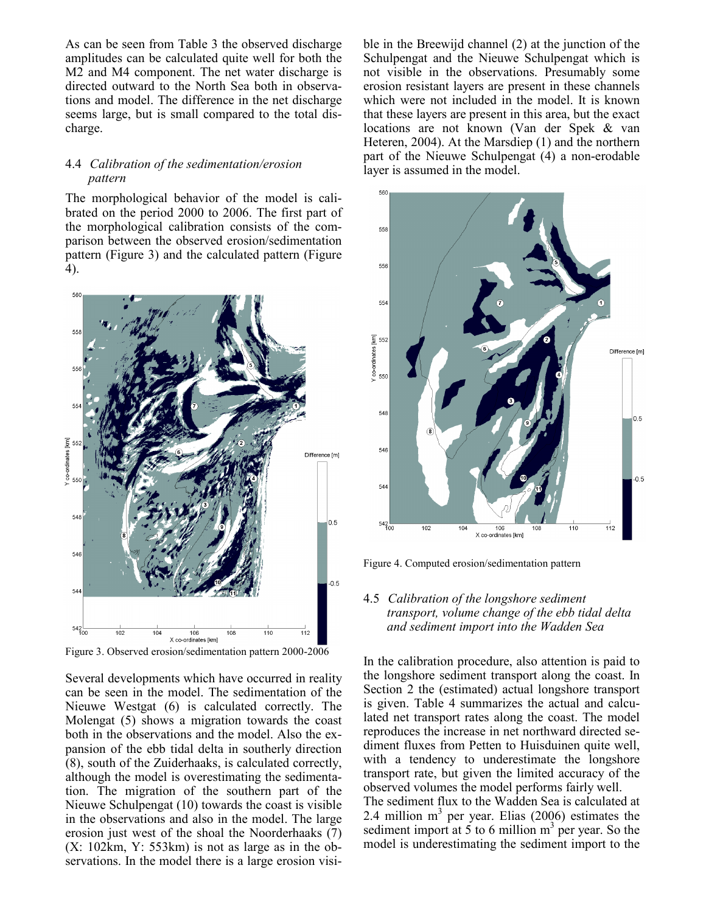As can be seen from Table 3 the observed discharge amplitudes can be calculated quite well for both the M2 and M4 component. The net water discharge is directed outward to the North Sea both in observations and model. The difference in the net discharge seems large, but is small compared to the total discharge.

### 4.4 *Calibration of the sedimentation/erosion pattern*

The morphological behavior of the model is calibrated on the period 2000 to 2006. The first part of the morphological calibration consists of the comparison between the observed erosion/sedimentation pattern (Figure 3) and the calculated pattern (Figure 4).

Figure 3. Observed erosion/sedimentation pattern 2000-2006

Several developments which have occurred in reality can be seen in the model. The sedimentation of the Nieuwe Westgat (6) is calculated correctly. The Molengat (5) shows a migration towards the coast both in the observations and the model. Also the expansion of the ebb tidal delta in southerly direction (8), south of the Zuiderhaaks, is calculated correctly, although the model is overestimating the sedimentation. The migration of the southern part of the Nieuwe Schulpengat (10) towards the coast is visible in the observations and also in the model. The large erosion just west of the shoal the Noorderhaaks (7) (X: 102km, Y: 553km) is not as large as in the observations. In the model there is a large erosion visible in the Breewijd channel (2) at the junction of the Schulpengat and the Nieuwe Schulpengat which is not visible in the observations. Presumably some erosion resistant layers are present in these channels which were not included in the model. It is known that these layers are present in this area, but the exact locations are not known (Van der Spek & van Heteren, 2004). At the Marsdiep (1) and the northern part of the Nieuwe Schulpengat (4) a non-erodable layer is assumed in the model.

Figure 4. Computed erosion/sedimentation pattern

### 4.5 *Calibration of the longshore sediment transport, volume change of the ebb tidal delta and sediment import into the Wadden Sea*

In the calibration procedure, also attention is paid to the longshore sediment transport along the coast. In Section 2 the (estimated) actual longshore transport is given. Table 4 summarizes the actual and calculated net transport rates along the coast. The model reproduces the increase in net northward directed sediment fluxes from Petten to Huisduinen quite well, with a tendency to underestimate the longshore transport rate, but given the limited accuracy of the observed volumes the model performs fairly well.

The sediment flux to the Wadden Sea is calculated at 2.4 million $m^3$ per year. Elias (2006) estimates the sediment import at 5 to 6 million $m^3$ per year. So the model is underestimating the sediment import to the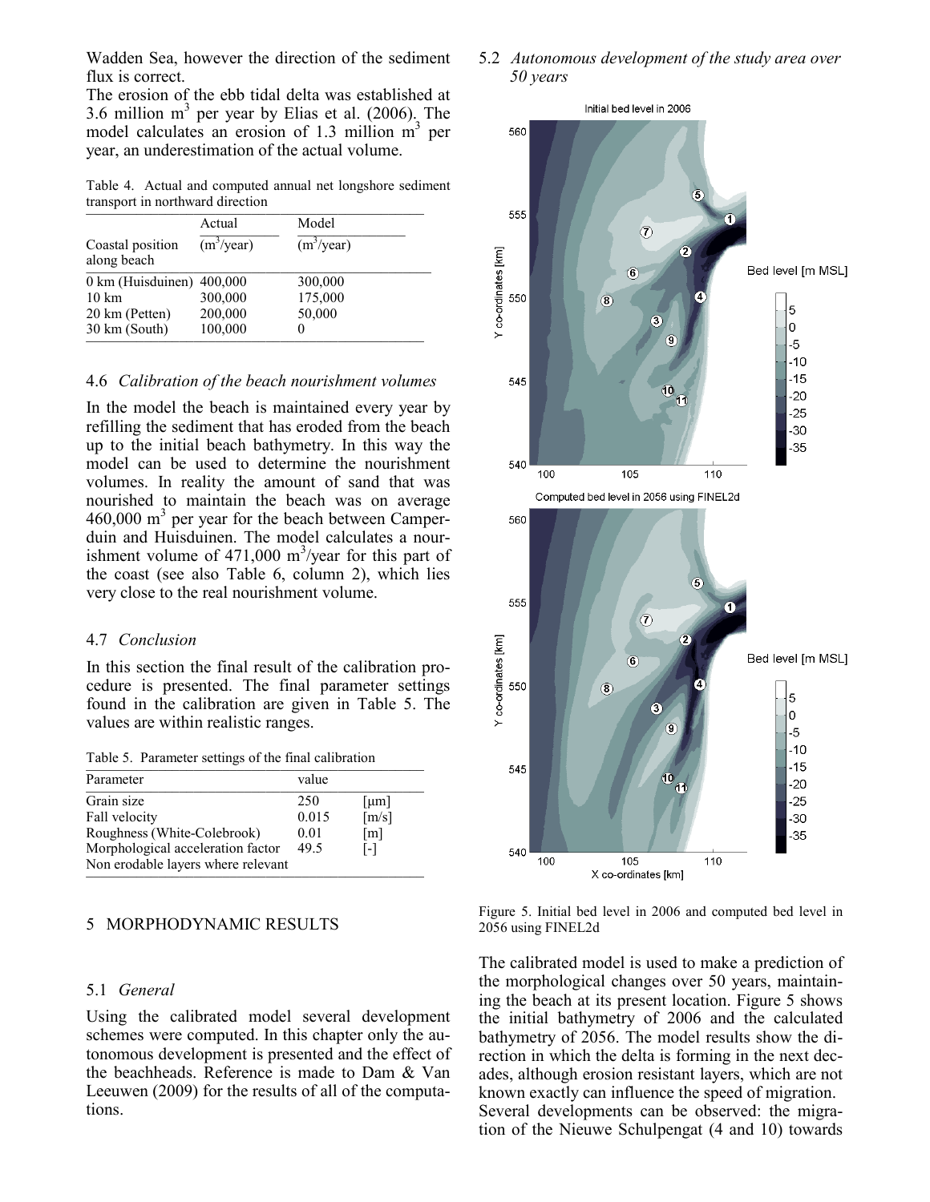Wadden Sea, however the direction of the sediment flux is correct.

The erosion of the ebb tidal delta was established at 3.6 million $m^3$ per year by Elias et al. (2006). The model calculates an erosion of 1.3 million $m^3$ per year, an underestimation of the actual volume.

Table 4. Actual and computed annual net longshore sediment transport in northward direction

| Coastal position along beach | Actual ($m^3$/year) | Model ($m^3$/year) |
|---|---|---|
| 0 km (Huisduinen) | 400,000 | 300,000 |
| 10 km | 300,000 | 175,000 |
| 20 km (Petten) | 200,000 | 50,000 |
| 30 km (South) | 100,000 | 0 |

### 4.6 *Calibration of the beach nourishment volumes*

In the model the beach is maintained every year by refilling the sediment that has eroded from the beach up to the initial beach bathymetry. In this way the model can be used to determine the nourishment volumes. In reality the amount of sand that was nourished to maintain the beach was on average 460,000 $m^3$ per year for the beach between Camperduin and Huisduinen. The model calculates a nourishment volume of 471,000 $m^3$/year for this part of the coast (see also Table 6, column 2), which lies very close to the real nourishment volume.

### 4.7 *Conclusion*

In this section the final result of the calibration procedure is presented. The final parameter settings found in the calibration are given in Table 5. The values are within realistic ranges.

Table 5. Parameter settings of the final calibration

| Parameter | value | |
|---|---|---|
| Grain size | 250 | [μm] |
| Fall velocity | 0.015 | [m/s] |
| Roughness (White-Colebrook) | 0.01 | [m] |
| Morphological acceleration factor | 49.5 | [-] |
| Non erodable layers where relevant | | |

## 5 MORPHODYNAMIC RESULTS

### 5.1 *General*

Using the calibrated model several development schemes were computed. In this chapter only the autonomous development is presented and the effect of the beachheads. Reference is made to Dam & Van Leeuwen (2009) for the results of all of the computations.

### 5.2 *Autonomous development of the study area over 50 years*

Initial bed level in 2006

Computed bed level in 2056 using FINEL2d

Y co-ordinates [km]

X co-ordinates [km]

Bed level [m MSL]

Figure 5. Initial bed level in 2006 and computed bed level in 2056 using FINEL2d

The calibrated model is used to make a prediction of the morphological changes over 50 years, maintaining the beach at its present location. Figure 5 shows the initial bathymetry of 2006 and the calculated bathymetry of 2056. The model results show the direction in which the delta is forming in the next decades, although erosion resistant layers, which are not known exactly can influence the speed of migration.

Several developments can be observed: the migration of the Nieuwe Schulpengat (4 and 10) towards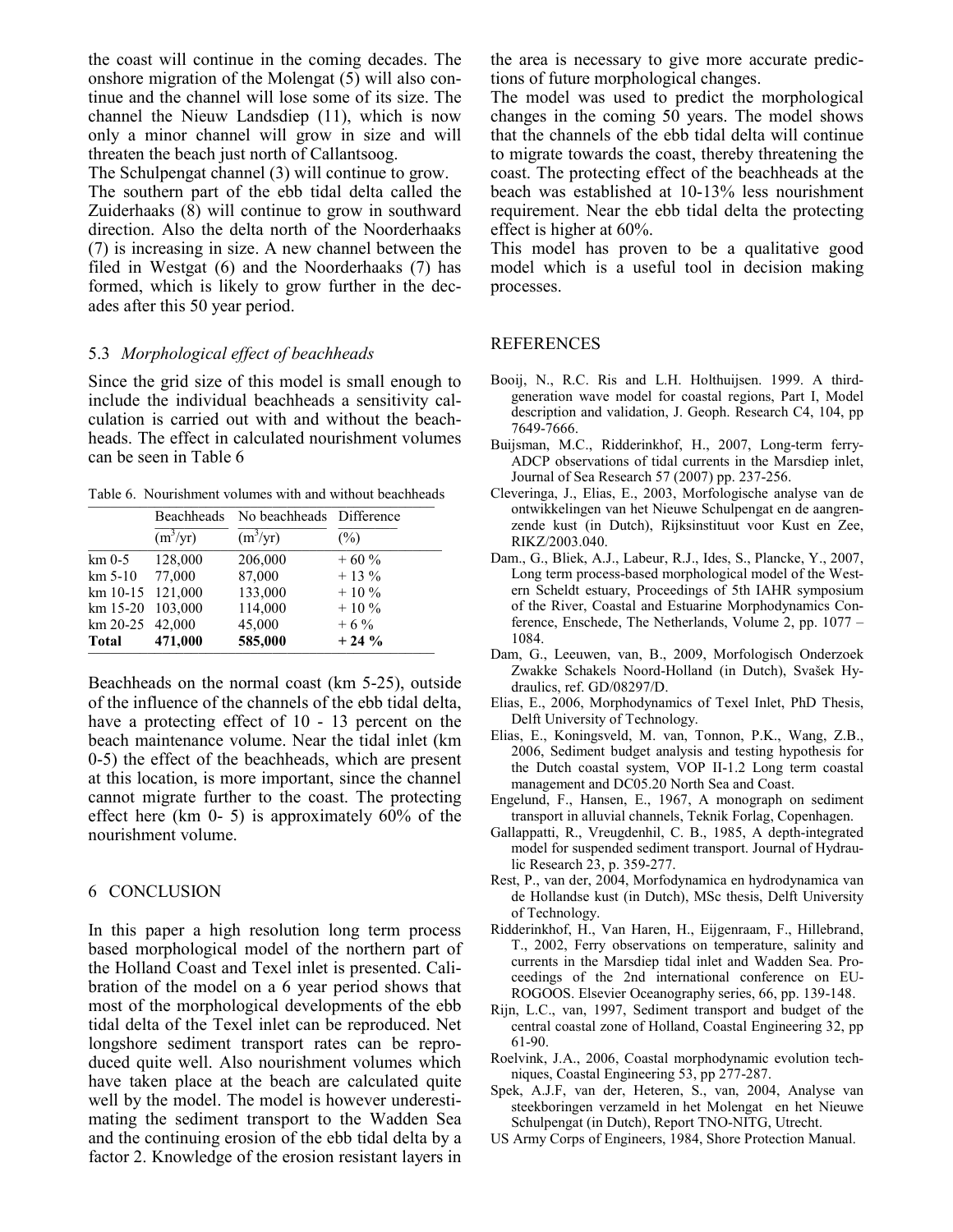the coast will continue in the coming decades. The onshore migration of the Molengat (5) will also continue and the channel will lose some of its size. The channel the Nieuw Landsdiep (11), which is now only a minor channel will grow in size and will threaten the beach just north of Callantsoog.

The Schulpengat channel (3) will continue to grow.

The southern part of the ebb tidal delta called the Zuiderhaaks (8) will continue to grow in southward direction. Also the delta north of the Noorderhaaks (7) is increasing in size. A new channel between the filed in Westgat (6) and the Noorderhaaks (7) has formed, which is likely to grow further in the decades after this 50 year period.

### 5.3 *Morphological effect of beachheads*

Since the grid size of this model is small enough to include the individual beachheads a sensitivity calculation is carried out with and without the beachheads. The effect in calculated nourishment volumes can be seen in Table 6

Table 6. Nourishment volumes with and without beachheads

| | Beachheads ($m^3$/yr) | No beachheads ($m^3$/yr) | Difference (%) |
|---|---|---|---|
| km 0-5 | 128,000 | 206,000 | + 60 % |
| km 5-10 | 77,000 | 87,000 | + 13 % |
| km 10-15 | 121,000 | 133,000 | + 10 % |
| km 15-20 | 103,000 | 114,000 | + 10 % |
| km 20-25 | 42,000 | 45,000 | + 6 % |
| **Total** | **471,000** | **585,000** | **+ 24 %** |

Beachheads on the normal coast (km 5-25), outside of the influence of the channels of the ebb tidal delta, have a protecting effect of 10 - 13 percent on the beach maintenance volume. Near the tidal inlet (km 0-5) the effect of the beachheads, which are present at this location, is more important, since the channel cannot migrate further to the coast. The protecting effect here (km 0- 5) is approximately 60% of the nourishment volume.

## 6 CONCLUSION

In this paper a high resolution long term process based morphological model of the northern part of the Holland Coast and Texel inlet is presented. Calibration of the model on a 6 year period shows that most of the morphological developments of the ebb tidal delta of the Texel inlet can be reproduced. Net longshore sediment transport rates can be reproduced quite well. Also nourishment volumes which have taken place at the beach are calculated quite well by the model. The model is however underestimating the sediment transport to the Wadden Sea and the continuing erosion of the ebb tidal delta by a factor 2. Knowledge of the erosion resistant layers in the area is necessary to give more accurate predictions of future morphological changes.

The model was used to predict the morphological changes in the coming 50 years. The model shows that the channels of the ebb tidal delta will continue to migrate towards the coast, thereby threatening the coast. The protecting effect of the beachheads at the beach was established at 10-13% less nourishment requirement. Near the ebb tidal delta the protecting effect is higher at 60%.

This model has proven to be a qualitative good model which is a useful tool in decision making processes.

## REFERENCES

Booij, N., R.C. Ris and L.H. Holthuijsen. 1999. A third-generation wave model for coastal regions, Part I, Model description and validation, J. Geoph. Research C4, 104, pp 7649-7666.

Buijsman, M.C., Ridderinkhof, H., 2007, Long-term ferry-ADCP observations of tidal currents in the Marsdiep inlet, Journal of Sea Research 57 (2007) pp. 237-256.

Cleveringa, J., Elias, E., 2003, Morfologische analyse van de ontwikkelingen van het Nieuwe Schulpengat en de aangrenzende kust (in Dutch), Rijksinstituut voor Kust en Zee, RIKZ/2003.040.

Dam., G., Bliek, A.J., Labeur, R.J., Ides, S., Plancke, Y., 2007, Long term process-based morphological model of the Western Scheldt estuary, Proceedings of 5th IAHR symposium of the River, Coastal and Estuarine Morphodynamics Conference, Enschede, The Netherlands, Volume 2, pp. 1077 – 1084.

Dam, G., Leeuwen, van, B., 2009, Morfologisch Onderzoek Zwakke Schakels Noord-Holland (in Dutch), Svašek Hydraulics, ref. GD/08297/D.

Elias, E., 2006, Morphodynamics of Texel Inlet, PhD Thesis, Delft University of Technology.

Elias, E., Koningsveld, M. van, Tonnon, P.K., Wang, Z.B., 2006, Sediment budget analysis and testing hypothesis for the Dutch coastal system, VOP II-1.2 Long term coastal management and DC05.20 North Sea and Coast.

Engelund, F., Hansen, E., 1967, A monograph on sediment transport in alluvial channels, Teknik Forlag, Copenhagen.

Gallappatti, R., Vreugdenhil, C. B., 1985, A depth-integrated model for suspended sediment transport. Journal of Hydraulic Research 23, p. 359-277.

Rest, P., van der, 2004, Morfodynamica en hydrodynamica van de Hollandse kust (in Dutch), MSc thesis, Delft University of Technology.

Ridderinkhof, H., Van Haren, H., Eijgenraam, F., Hillebrand, T., 2002, Ferry observations on temperature, salinity and currents in the Marsdiep tidal inlet and Wadden Sea. Proceedings of the 2nd international conference on EU-ROGOOS. Elsevier Oceanography series, 66, pp. 139-148.

Rijn, L.C., van, 1997, Sediment transport and budget of the central coastal zone of Holland, Coastal Engineering 32, pp 61-90.

Roelvink, J.A., 2006, Coastal morphodynamic evolution techniques, Coastal Engineering 53, pp 277-287.

Spek, A.J.F, van der, Heteren, S., van, 2004, Analyse van steekboringen verzameld in het Molengat en het Nieuwe Schulpengat (in Dutch), Report TNO-NITG, Utrecht.

US Army Corps of Engineers, 1984, Shore Protection Manual.